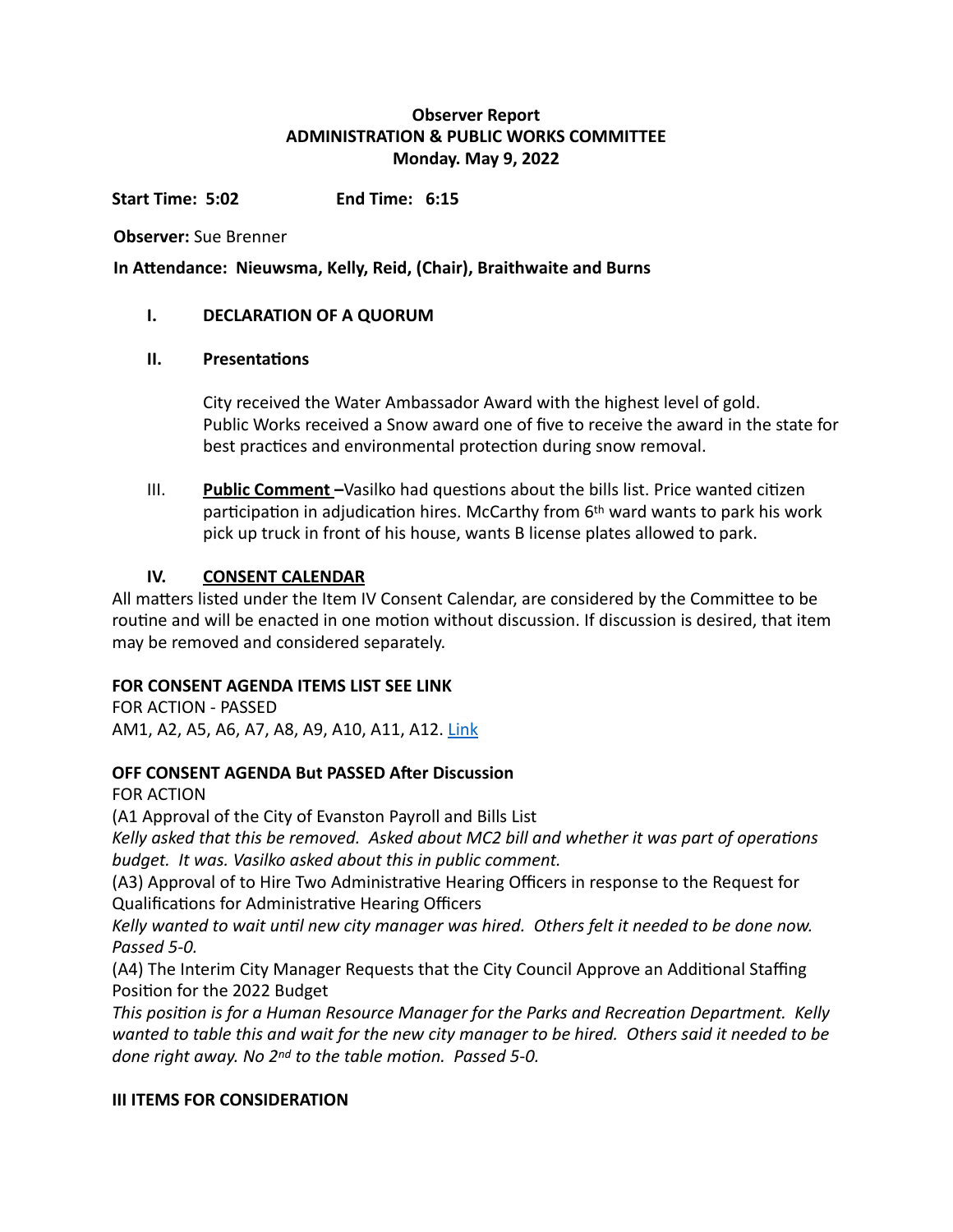**Observer Report**
**ADMINISTRATION & PUBLIC WORKS COMMITTEE**
**Monday. May 9, 2022**

**Start Time: 5:02** **End Time: 6:15**

**Observer:** Sue Brenner

**In Attendance: Nieuwsma, Kelly, Reid, (Chair), Braithwaite and Burns**

## I. DECLARATION OF A QUORUM

## II. Presentations

City received the Water Ambassador Award with the highest level of gold. Public Works received a Snow award one of five to receive the award in the state for best practices and environmental protection during snow removal.

III. **Public Comment –**Vasilko had questions about the bills list. Price wanted citizen participation in adjudication hires. McCarthy from 6th ward wants to park his work pick up truck in front of his house, wants B license plates allowed to park.

## IV. CONSENT CALENDAR

All matters listed under the Item IV Consent Calendar, are considered by the Committee to be routine and will be enacted in one motion without discussion. If discussion is desired, that item may be removed and considered separately.

**FOR CONSENT AGENDA ITEMS LIST SEE LINK**

FOR ACTION - PASSED
AM1, A2, A5, A6, A7, A8, A9, A10, A11, A12. Link

**OFF CONSENT AGENDA But PASSED After Discussion**

FOR ACTION

(A1 Approval of the City of Evanston Payroll and Bills List
*Kelly asked that this be removed. Asked about MC2 bill and whether it was part of operations budget. It was. Vasilko asked about this in public comment.*

(A3) Approval of to Hire Two Administrative Hearing Officers in response to the Request for Qualifications for Administrative Hearing Officers
*Kelly wanted to wait until new city manager was hired. Others felt it needed to be done now. Passed 5-0.*

(A4) The Interim City Manager Requests that the City Council Approve an Additional Staffing Position for the 2022 Budget
*This position is for a Human Resource Manager for the Parks and Recreation Department. Kelly wanted to table this and wait for the new city manager to be hired. Others said it needed to be done right away. No 2nd to the table motion. Passed 5-0.*

**III ITEMS FOR CONSIDERATION**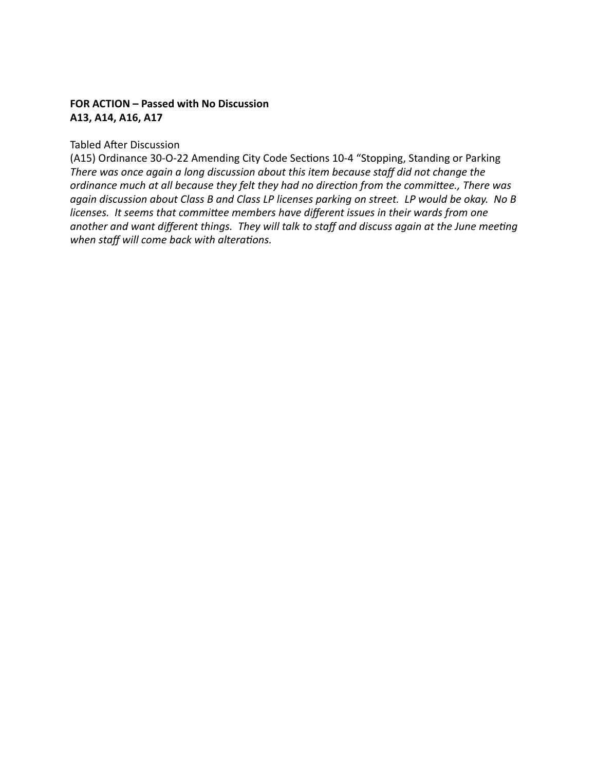**FOR ACTION – Passed with No Discussion**
**A13, A14, A16, A17**

Tabled After Discussion
(A15) Ordinance 30-O-22 Amending City Code Sections 10-4 "Stopping, Standing or Parking
*There was once again a long discussion about this item because staff did not change the ordinance much at all because they felt they had no direction from the committee., There was again discussion about Class B and Class LP licenses parking on street. LP would be okay. No B licenses. It seems that committee members have different issues in their wards from one another and want different things. They will talk to staff and discuss again at the June meeting when staff will come back with alterations.*